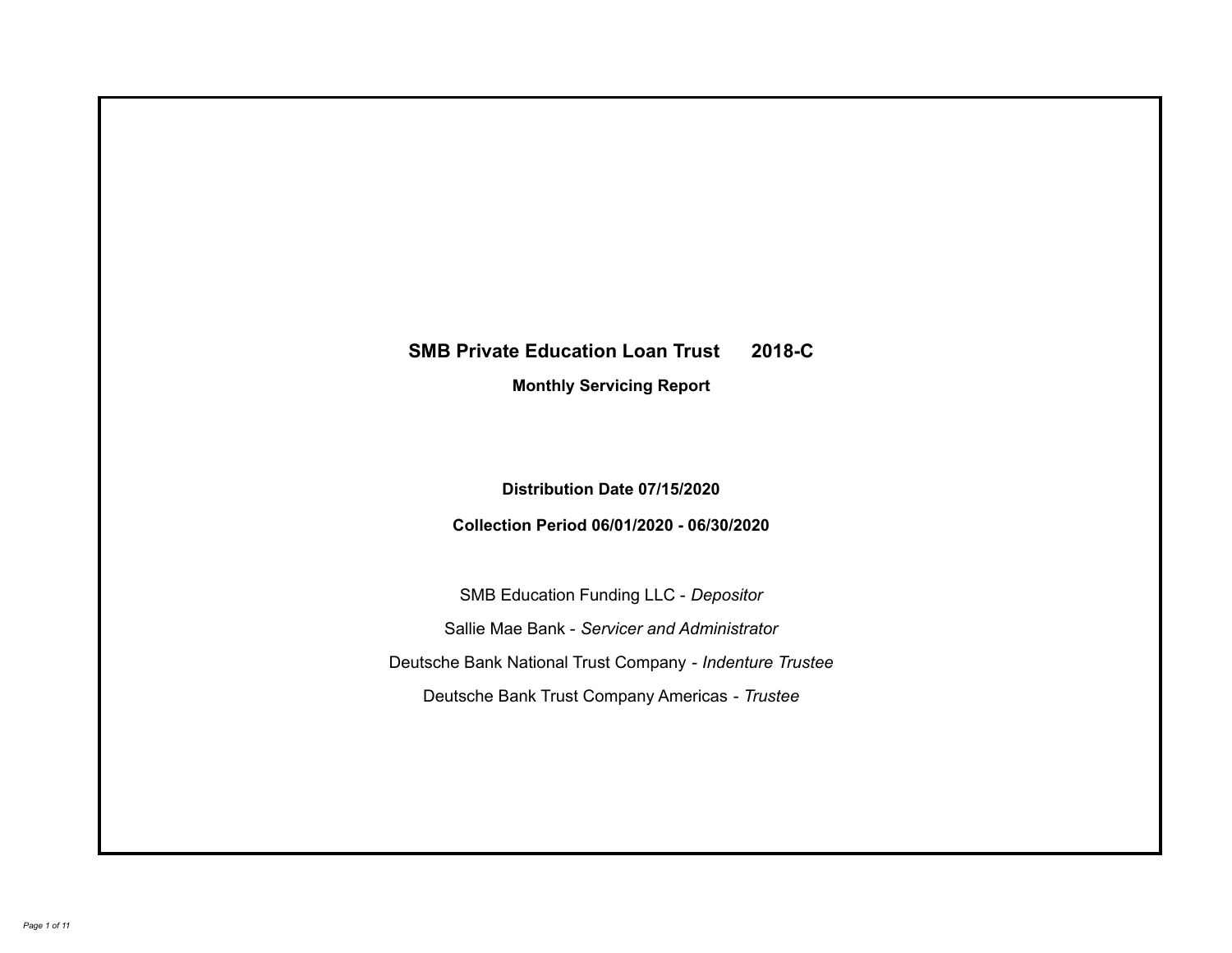# SMB Private Education Loan Trust 2018-C

**Monthly Servicing Report**

**Distribution Date 07/15/2020**

**Collection Period 06/01/2020 - 06/30/2020**

SMB Education Funding LLC - *Depositor*

Sallie Mae Bank - *Servicer and Administrator*

Deutsche Bank National Trust Company - *Indenture Trustee*

Deutsche Bank Trust Company Americas - *Trustee*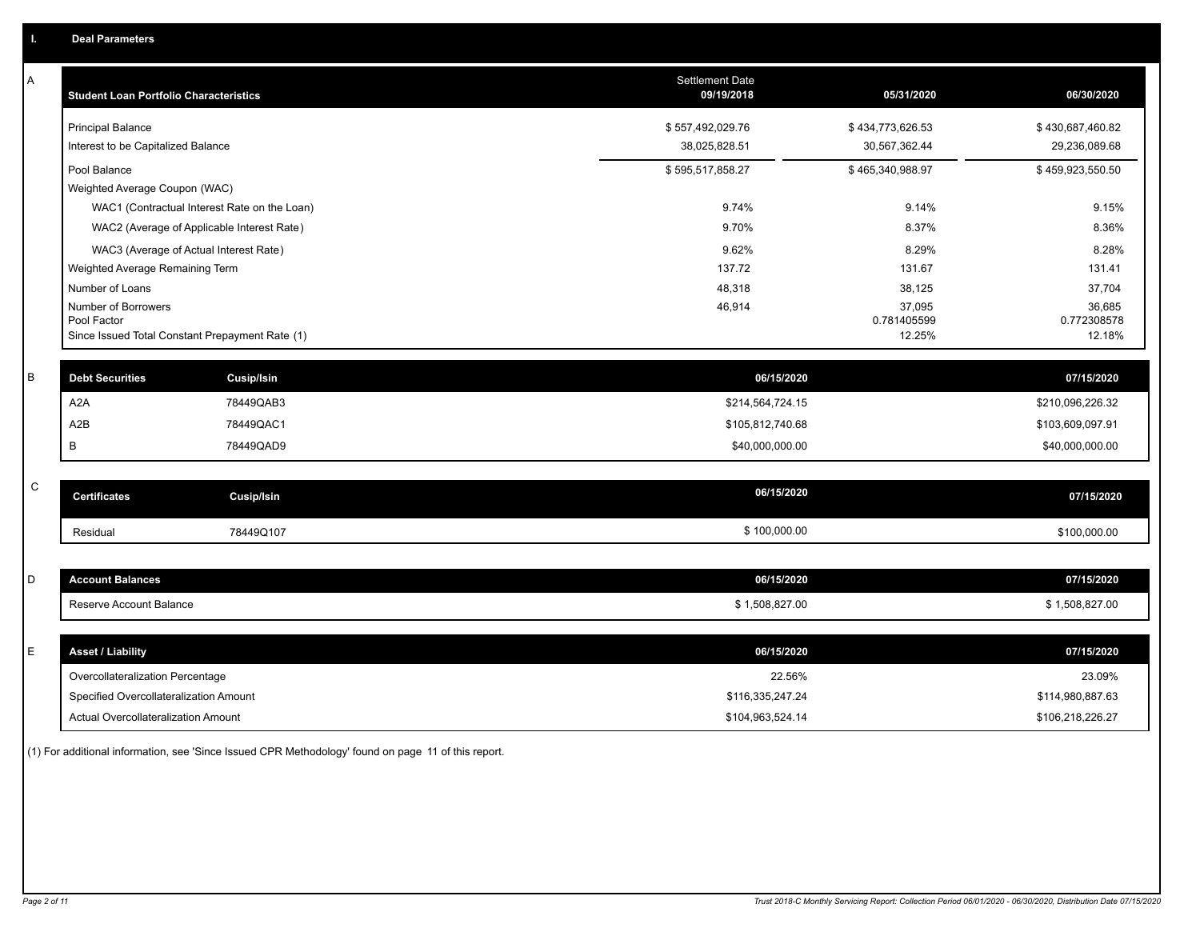# I. Deal Parameters

## A

| Student Loan Portfolio Characteristics | Settlement Date 09/19/2018 | 05/31/2020 | 06/30/2020 |
|---|---|---|---|
| Principal Balance | $ 557,492,029.76 | $ 434,773,626.53 | $ 430,687,460.82 |
| Interest to be Capitalized Balance | 38,025,828.51 | 30,567,362.44 | 29,236,089.68 |
| Pool Balance | $ 595,517,858.27 | $ 465,340,988.97 | $ 459,923,550.50 |
| Weighted Average Coupon (WAC) | | | |
| WAC1 (Contractual Interest Rate on the Loan) | 9.74% | 9.14% | 9.15% |
| WAC2 (Average of Applicable Interest Rate) | 9.70% | 8.37% | 8.36% |
| WAC3 (Average of Actual Interest Rate) | 9.62% | 8.29% | 8.28% |
| Weighted Average Remaining Term | 137.72 | 131.67 | 131.41 |
| Number of Loans | 48,318 | 38,125 | 37,704 |
| Number of Borrowers | 46,914 | 37,095 | 36,685 |
| Pool Factor | | 0.781405599 | 0.772308578 |
| Since Issued Total Constant Prepayment Rate (1) | | 12.25% | 12.18% |

## B

| Debt Securities | Cusip/Isin | 06/15/2020 | 07/15/2020 |
|---|---|---|---|
| A2A | 78449QAB3 | $214,564,724.15 | $210,096,226.32 |
| A2B | 78449QAC1 | $105,812,740.68 | $103,609,097.91 |
| B | 78449QAD9 | $40,000,000.00 | $40,000,000.00 |

## C

| Certificates | Cusip/Isin | 06/15/2020 | 07/15/2020 |
|---|---|---|---|
| Residual | 78449Q107 | $ 100,000.00 | $100,000.00 |

## D

| Account Balances | 06/15/2020 | 07/15/2020 |
|---|---|---|
| Reserve Account Balance | $ 1,508,827.00 | $ 1,508,827.00 |

## E

| Asset / Liability | 06/15/2020 | 07/15/2020 |
|---|---|---|
| Overcollateralization Percentage | 22.56% | 23.09% |
| Specified Overcollateralization Amount | $116,335,247.24 | $114,980,887.63 |
| Actual Overcollateralization Amount | $104,963,524.14 | $106,218,226.27 |

(1) For additional information, see 'Since Issued CPR Methodology' found on page 11 of this report.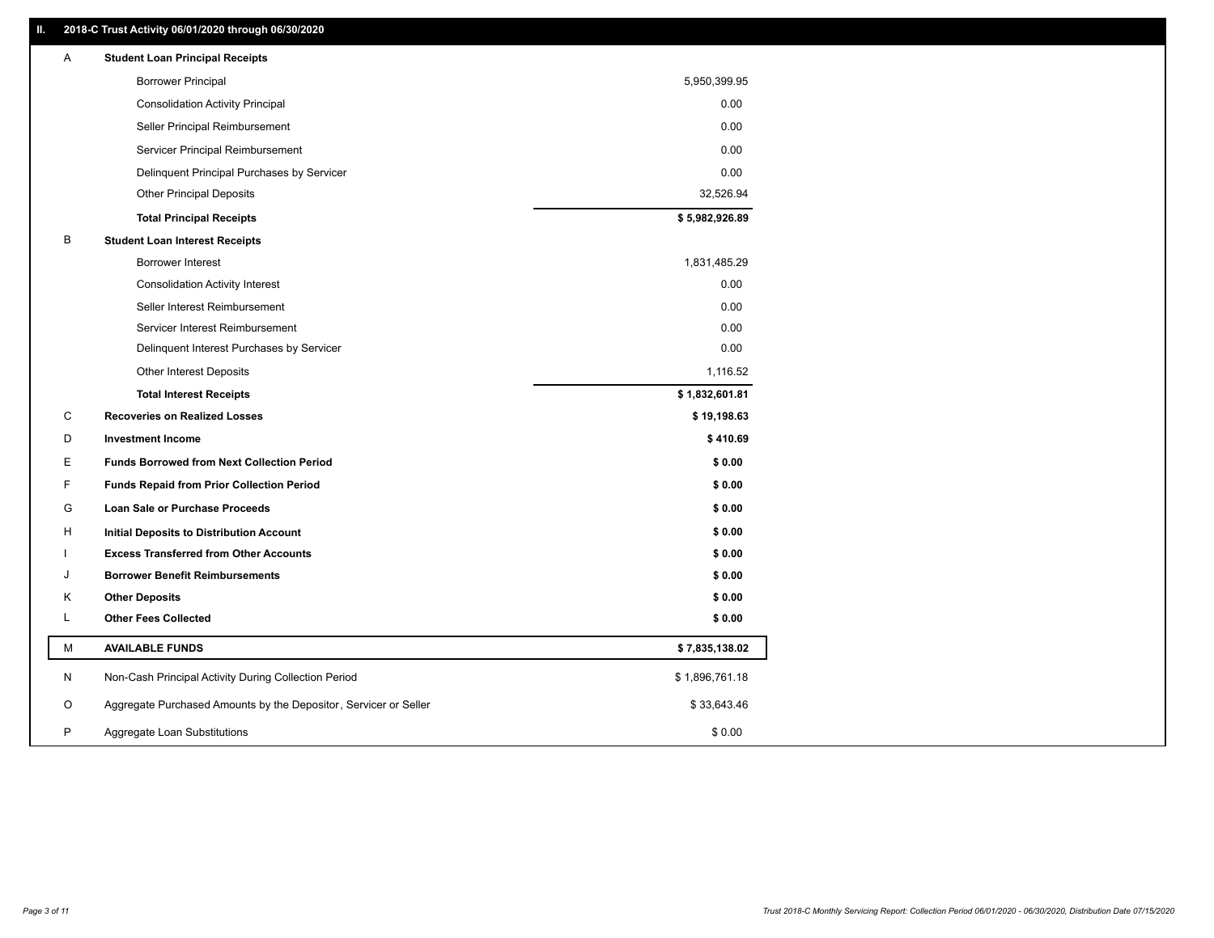## II. 2018-C Trust Activity 06/01/2020 through 06/30/2020

| | | |
|---|---|---|
| A | **Student Loan Principal Receipts** | |
| | Borrower Principal | 5,950,399.95 |
| | Consolidation Activity Principal | 0.00 |
| | Seller Principal Reimbursement | 0.00 |
| | Servicer Principal Reimbursement | 0.00 |
| | Delinquent Principal Purchases by Servicer | 0.00 |
| | Other Principal Deposits | 32,526.94 |
| | **Total Principal Receipts** | **$ 5,982,926.89** |
| B | **Student Loan Interest Receipts** | |
| | Borrower Interest | 1,831,485.29 |
| | Consolidation Activity Interest | 0.00 |
| | Seller Interest Reimbursement | 0.00 |
| | Servicer Interest Reimbursement | 0.00 |
| | Delinquent Interest Purchases by Servicer | 0.00 |
| | Other Interest Deposits | 1,116.52 |
| | **Total Interest Receipts** | **$ 1,832,601.81** |
| C | **Recoveries on Realized Losses** | **$ 19,198.63** |
| D | **Investment Income** | **$ 410.69** |
| E | **Funds Borrowed from Next Collection Period** | **$ 0.00** |
| F | **Funds Repaid from Prior Collection Period** | **$ 0.00** |
| G | **Loan Sale or Purchase Proceeds** | **$ 0.00** |
| H | **Initial Deposits to Distribution Account** | **$ 0.00** |
| I | **Excess Transferred from Other Accounts** | **$ 0.00** |
| J | **Borrower Benefit Reimbursements** | **$ 0.00** |
| K | **Other Deposits** | **$ 0.00** |
| L | **Other Fees Collected** | **$ 0.00** |
| M | **AVAILABLE FUNDS** | **$ 7,835,138.02** |
| N | Non-Cash Principal Activity During Collection Period | $ 1,896,761.18 |
| O | Aggregate Purchased Amounts by the Depositor, Servicer or Seller | $ 33,643.46 |
| P | Aggregate Loan Substitutions | $ 0.00 |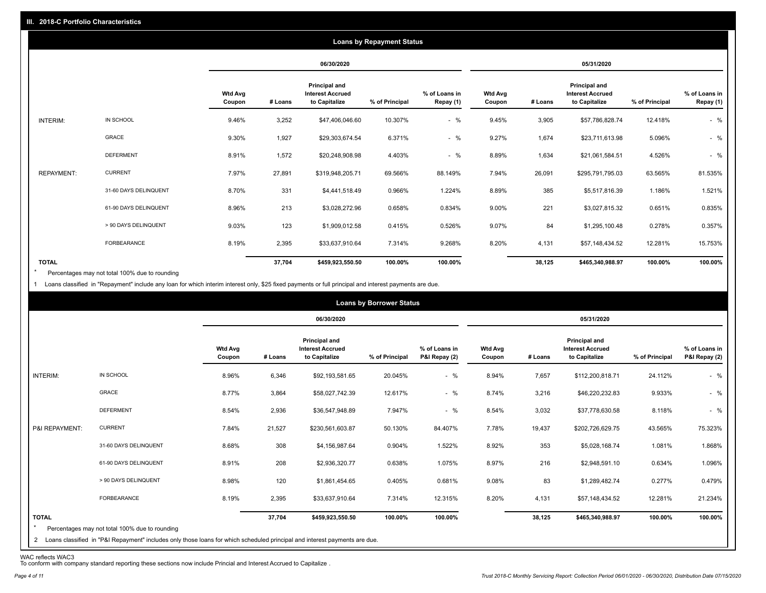## III. 2018-C Portfolio Characteristics

### Loans by Repayment Status

| | | 06/30/2020 | | | | | 05/31/2020 | | | | |
|---|---|---|---|---|---|---|---|---|---|---|---|
| | | Wtd Avg Coupon | # Loans | Principal and Interest Accrued to Capitalize | % of Principal | % of Loans in Repay (1) | Wtd Avg Coupon | # Loans | Principal and Interest Accrued to Capitalize | % of Principal | % of Loans in Repay (1) |
| INTERIM: | IN SCHOOL | 9.46% | 3,252 | $47,406,046.60 | 10.307% | - % | 9.45% | 3,905 | $57,786,828.74 | 12.418% | - % |
| | GRACE | 9.30% | 1,927 | $29,303,674.54 | 6.371% | - % | 9.27% | 1,674 | $23,711,613.98 | 5.096% | - % |
| | DEFERMENT | 8.91% | 1,572 | $20,248,908.98 | 4.403% | - % | 8.89% | 1,634 | $21,061,584.51 | 4.526% | - % |
| REPAYMENT: | CURRENT | 7.97% | 27,891 | $319,948,205.71 | 69.566% | 88.149% | 7.94% | 26,091 | $295,791,795.03 | 63.565% | 81.535% |
| | 31-60 DAYS DELINQUENT | 8.70% | 331 | $4,441,518.49 | 0.966% | 1.224% | 8.89% | 385 | $5,517,816.39 | 1.186% | 1.521% |
| | 61-90 DAYS DELINQUENT | 8.96% | 213 | $3,028,272.96 | 0.658% | 0.834% | 9.00% | 221 | $3,027,815.32 | 0.651% | 0.835% |
| | > 90 DAYS DELINQUENT | 9.03% | 123 | $1,909,012.58 | 0.415% | 0.526% | 9.07% | 84 | $1,295,100.48 | 0.278% | 0.357% |
| | FORBEARANCE | 8.19% | 2,395 | $33,637,910.64 | 7.314% | 9.268% | 8.20% | 4,131 | $57,148,434.52 | 12.281% | 15.753% |
| TOTAL | | | 37,704 | $459,923,550.50 | 100.00% | 100.00% | | 38,125 | $465,340,988.97 | 100.00% | 100.00% |

* Percentages may not total 100% due to rounding

1 Loans classified in "Repayment" include any loan for which interim interest only, $25 fixed payments or full principal and interest payments are due.

### Loans by Borrower Status

| | | 06/30/2020 | | | | | 05/31/2020 | | | | |
|---|---|---|---|---|---|---|---|---|---|---|---|
| | | Wtd Avg Coupon | # Loans | Principal and Interest Accrued to Capitalize | % of Principal | % of Loans in P&I Repay (2) | Wtd Avg Coupon | # Loans | Principal and Interest Accrued to Capitalize | % of Principal | % of Loans in P&I Repay (2) |
| INTERIM: | IN SCHOOL | 8.96% | 6,346 | $92,193,581.65 | 20.045% | - % | 8.94% | 7,657 | $112,200,818.71 | 24.112% | - % |
| | GRACE | 8.77% | 3,864 | $58,027,742.39 | 12.617% | - % | 8.74% | 3,216 | $46,220,232.83 | 9.933% | - % |
| | DEFERMENT | 8.54% | 2,936 | $36,547,948.89 | 7.947% | - % | 8.54% | 3,032 | $37,778,630.58 | 8.118% | - % |
| P&I REPAYMENT: | CURRENT | 7.84% | 21,527 | $230,561,603.87 | 50.130% | 84.407% | 7.78% | 19,437 | $202,726,629.75 | 43.565% | 75.323% |
| | 31-60 DAYS DELINQUENT | 8.68% | 308 | $4,156,987.64 | 0.904% | 1.522% | 8.92% | 353 | $5,028,168.74 | 1.081% | 1.868% |
| | 61-90 DAYS DELINQUENT | 8.91% | 208 | $2,936,320.77 | 0.638% | 1.075% | 8.97% | 216 | $2,948,591.10 | 0.634% | 1.096% |
| | > 90 DAYS DELINQUENT | 8.98% | 120 | $1,861,454.65 | 0.405% | 0.681% | 9.08% | 83 | $1,289,482.74 | 0.277% | 0.479% |
| | FORBEARANCE | 8.19% | 2,395 | $33,637,910.64 | 7.314% | 12.315% | 8.20% | 4,131 | $57,148,434.52 | 12.281% | 21.234% |
| TOTAL | | | 37,704 | $459,923,550.50 | 100.00% | 100.00% | | 38,125 | $465,340,988.97 | 100.00% | 100.00% |

* Percentages may not total 100% due to rounding

2 Loans classified in "P&I Repayment" includes only those loans for which scheduled principal and interest payments are due.

WAC reflects WAC3

To conform with company standard reporting these sections now include Princial and Interest Accrued to Capitalize .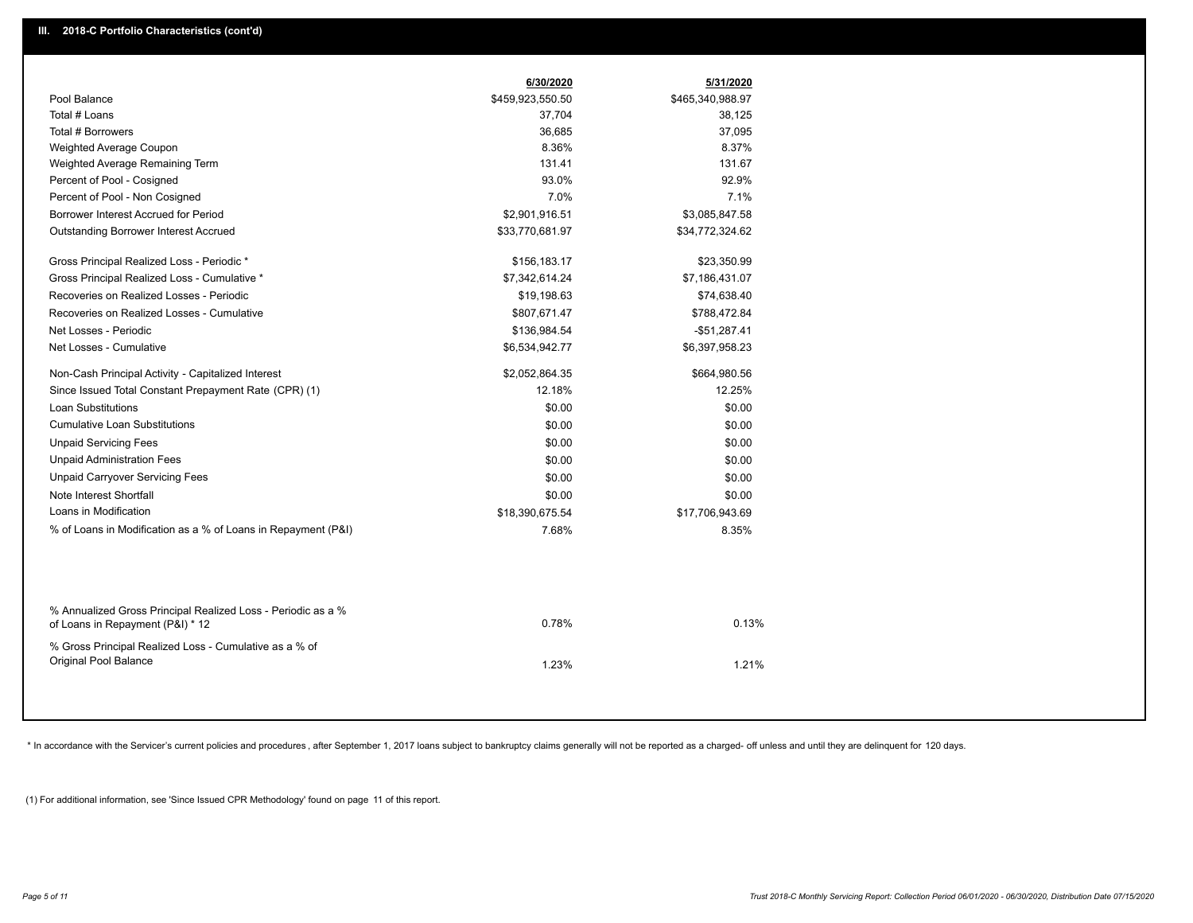## III. 2018-C Portfolio Characteristics (cont'd)

| | 6/30/2020 | 5/31/2020 |
|---|---|---|
| Pool Balance | $459,923,550.50 | $465,340,988.97 |
| Total # Loans | 37,704 | 38,125 |
| Total # Borrowers | 36,685 | 37,095 |
| Weighted Average Coupon | 8.36% | 8.37% |
| Weighted Average Remaining Term | 131.41 | 131.67 |
| Percent of Pool - Cosigned | 93.0% | 92.9% |
| Percent of Pool - Non Cosigned | 7.0% | 7.1% |
| Borrower Interest Accrued for Period | $2,901,916.51 | $3,085,847.58 |
| Outstanding Borrower Interest Accrued | $33,770,681.97 | $34,772,324.62 |
| Gross Principal Realized Loss - Periodic * | $156,183.17 | $23,350.99 |
| Gross Principal Realized Loss - Cumulative * | $7,342,614.24 | $7,186,431.07 |
| Recoveries on Realized Losses - Periodic | $19,198.63 | $74,638.40 |
| Recoveries on Realized Losses - Cumulative | $807,671.47 | $788,472.84 |
| Net Losses - Periodic | $136,984.54 | -$51,287.41 |
| Net Losses - Cumulative | $6,534,942.77 | $6,397,958.23 |
| Non-Cash Principal Activity - Capitalized Interest | $2,052,864.35 | $664,980.56 |
| Since Issued Total Constant Prepayment Rate (CPR) (1) | 12.18% | 12.25% |
| Loan Substitutions | $0.00 | $0.00 |
| Cumulative Loan Substitutions | $0.00 | $0.00 |
| Unpaid Servicing Fees | $0.00 | $0.00 |
| Unpaid Administration Fees | $0.00 | $0.00 |
| Unpaid Carryover Servicing Fees | $0.00 | $0.00 |
| Note Interest Shortfall | $0.00 | $0.00 |
| Loans in Modification | $18,390,675.54 | $17,706,943.69 |
| % of Loans in Modification as a % of Loans in Repayment (P&I) | 7.68% | 8.35% |
| % Annualized Gross Principal Realized Loss - Periodic as a % of Loans in Repayment (P&I) * 12 | 0.78% | 0.13% |
| % Gross Principal Realized Loss - Cumulative as a % of Original Pool Balance | 1.23% | 1.21% |

* In accordance with the Servicer's current policies and procedures, after September 1, 2017 loans subject to bankruptcy claims generally will not be reported as a charged- off unless and until they are delinquent for 120 days.

(1) For additional information, see 'Since Issued CPR Methodology' found on page 11 of this report.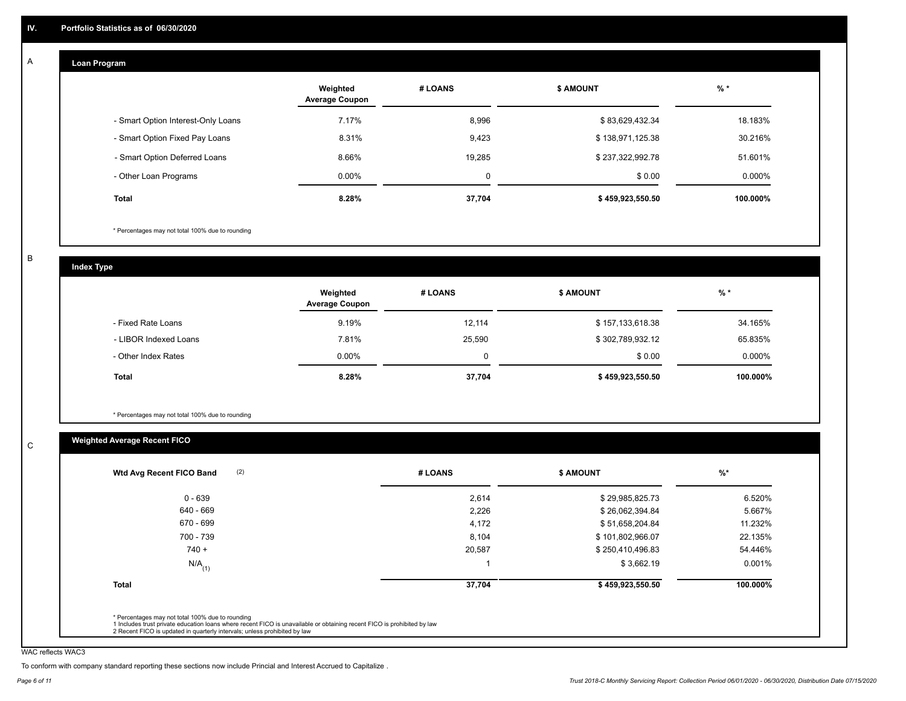## IV. Portfolio Statistics as of 06/30/2020

### A. Loan Program

| | Weighted Average Coupon | # LOANS | $ AMOUNT | % * |
|---|---|---|---|---|
| - Smart Option Interest-Only Loans | 7.17% | 8,996 | $ 83,629,432.34 | 18.183% |
| - Smart Option Fixed Pay Loans | 8.31% | 9,423 | $ 138,971,125.38 | 30.216% |
| - Smart Option Deferred Loans | 8.66% | 19,285 | $ 237,322,992.78 | 51.601% |
| - Other Loan Programs | 0.00% | 0 | $ 0.00 | 0.000% |
| **Total** | **8.28%** | **37,704** | **$ 459,923,550.50** | **100.000%** |

* Percentages may not total 100% due to rounding

### B. Index Type

| | Weighted Average Coupon | # LOANS | $ AMOUNT | % * |
|---|---|---|---|---|
| - Fixed Rate Loans | 9.19% | 12,114 | $ 157,133,618.38 | 34.165% |
| - LIBOR Indexed Loans | 7.81% | 25,590 | $ 302,789,932.12 | 65.835% |
| - Other Index Rates | 0.00% | 0 | $ 0.00 | 0.000% |
| **Total** | **8.28%** | **37,704** | **$ 459,923,550.50** | **100.000%** |

* Percentages may not total 100% due to rounding

### C. Weighted Average Recent FICO

| Wtd Avg Recent FICO Band (2) | # LOANS | $ AMOUNT | %* |
|---|---|---|---|
| 0 - 639 | 2,614 | $ 29,985,825.73 | 6.520% |
| 640 - 669 | 2,226 | $ 26,062,394.84 | 5.667% |
| 670 - 699 | 4,172 | $ 51,658,204.84 | 11.232% |
| 700 - 739 | 8,104 | $ 101,802,966.07 | 22.135% |
| 740 + | 20,587 | $ 250,410,496.83 | 54.446% |
| N/A (1) | 1 | $ 3,662.19 | 0.001% |
| **Total** | **37,704** | **$ 459,923,550.50** | **100.000%** |

* Percentages may not total 100% due to rounding
1 Includes trust private education loans where recent FICO is unavailable or obtaining recent FICO is prohibited by law
2 Recent FICO is updated in quarterly intervals; unless prohibited by law

WAC reflects WAC3

To conform with company standard reporting these sections now include Princial and Interest Accrued to Capitalize .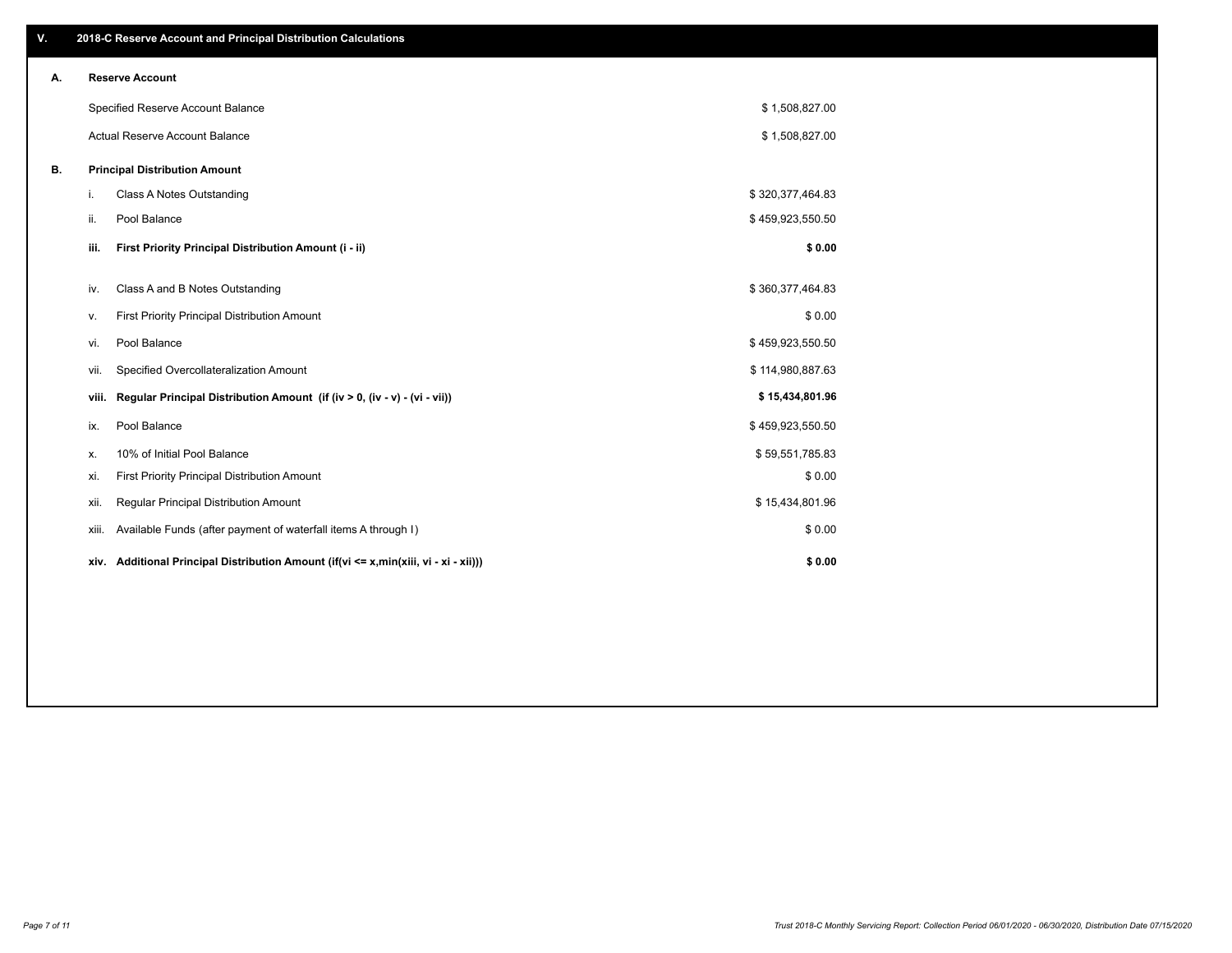## V. 2018-C Reserve Account and Principal Distribution Calculations

### A. Reserve Account

| | |
|---|---|
| Specified Reserve Account Balance | $ 1,508,827.00 |
| Actual Reserve Account Balance | $ 1,508,827.00 |

### B. Principal Distribution Amount

| | | |
|---|---|---|
| i. | Class A Notes Outstanding | $ 320,377,464.83 |
| ii. | Pool Balance | $ 459,923,550.50 |
| **iii.** | **First Priority Principal Distribution Amount (i - ii)** | **$ 0.00** |
| iv. | Class A and B Notes Outstanding | $ 360,377,464.83 |
| v. | First Priority Principal Distribution Amount | $ 0.00 |
| vi. | Pool Balance | $ 459,923,550.50 |
| vii. | Specified Overcollateralization Amount | $ 114,980,887.63 |
| **viii.** | **Regular Principal Distribution Amount (if (iv > 0, (iv - v) - (vi - vii))** | **$ 15,434,801.96** |
| ix. | Pool Balance | $ 459,923,550.50 |
| x. | 10% of Initial Pool Balance | $ 59,551,785.83 |
| xi. | First Priority Principal Distribution Amount | $ 0.00 |
| xii. | Regular Principal Distribution Amount | $ 15,434,801.96 |
| xiii. | Available Funds (after payment of waterfall items A through I) | $ 0.00 |
| **xiv.** | **Additional Principal Distribution Amount (if(vi <= x,min(xiii, vi - xi - xii)))** | **$ 0.00** |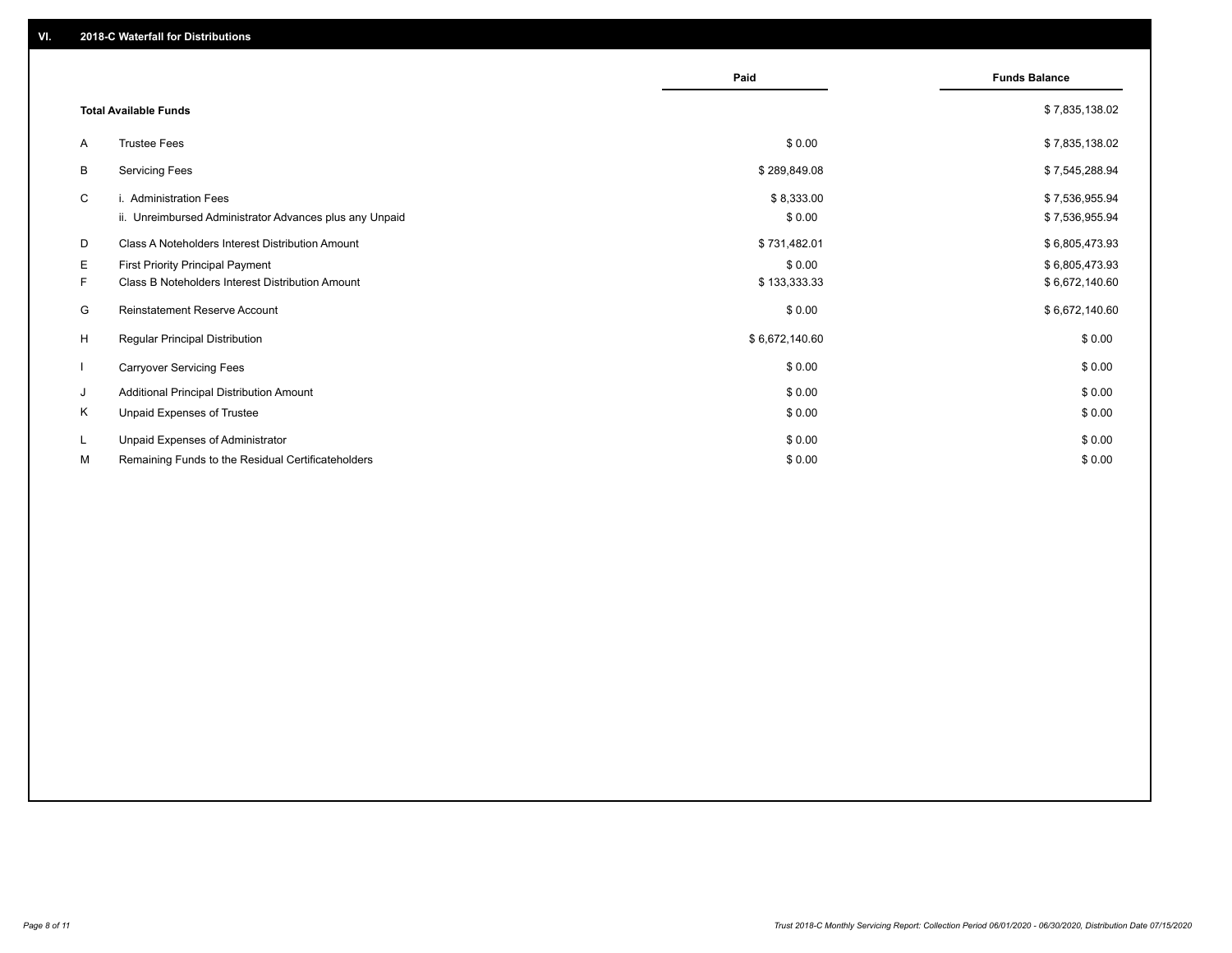## VI. 2018-C Waterfall for Distributions

| | | Paid | Funds Balance |
|---|---|---|---|
| | **Total Available Funds** | | $ 7,835,138.02 |
| A | Trustee Fees | $ 0.00 | $ 7,835,138.02 |
| B | Servicing Fees | $ 289,849.08 | $ 7,545,288.94 |
| C | i. Administration Fees | $ 8,333.00 | $ 7,536,955.94 |
| | ii. Unreimbursed Administrator Advances plus any Unpaid | $ 0.00 | $ 7,536,955.94 |
| D | Class A Noteholders Interest Distribution Amount | $ 731,482.01 | $ 6,805,473.93 |
| E | First Priority Principal Payment | $ 0.00 | $ 6,805,473.93 |
| F | Class B Noteholders Interest Distribution Amount | $ 133,333.33 | $ 6,672,140.60 |
| G | Reinstatement Reserve Account | $ 0.00 | $ 6,672,140.60 |
| H | Regular Principal Distribution | $ 6,672,140.60 | $ 0.00 |
| I | Carryover Servicing Fees | $ 0.00 | $ 0.00 |
| J | Additional Principal Distribution Amount | $ 0.00 | $ 0.00 |
| K | Unpaid Expenses of Trustee | $ 0.00 | $ 0.00 |
| L | Unpaid Expenses of Administrator | $ 0.00 | $ 0.00 |
| M | Remaining Funds to the Residual Certificateholders | $ 0.00 | $ 0.00 |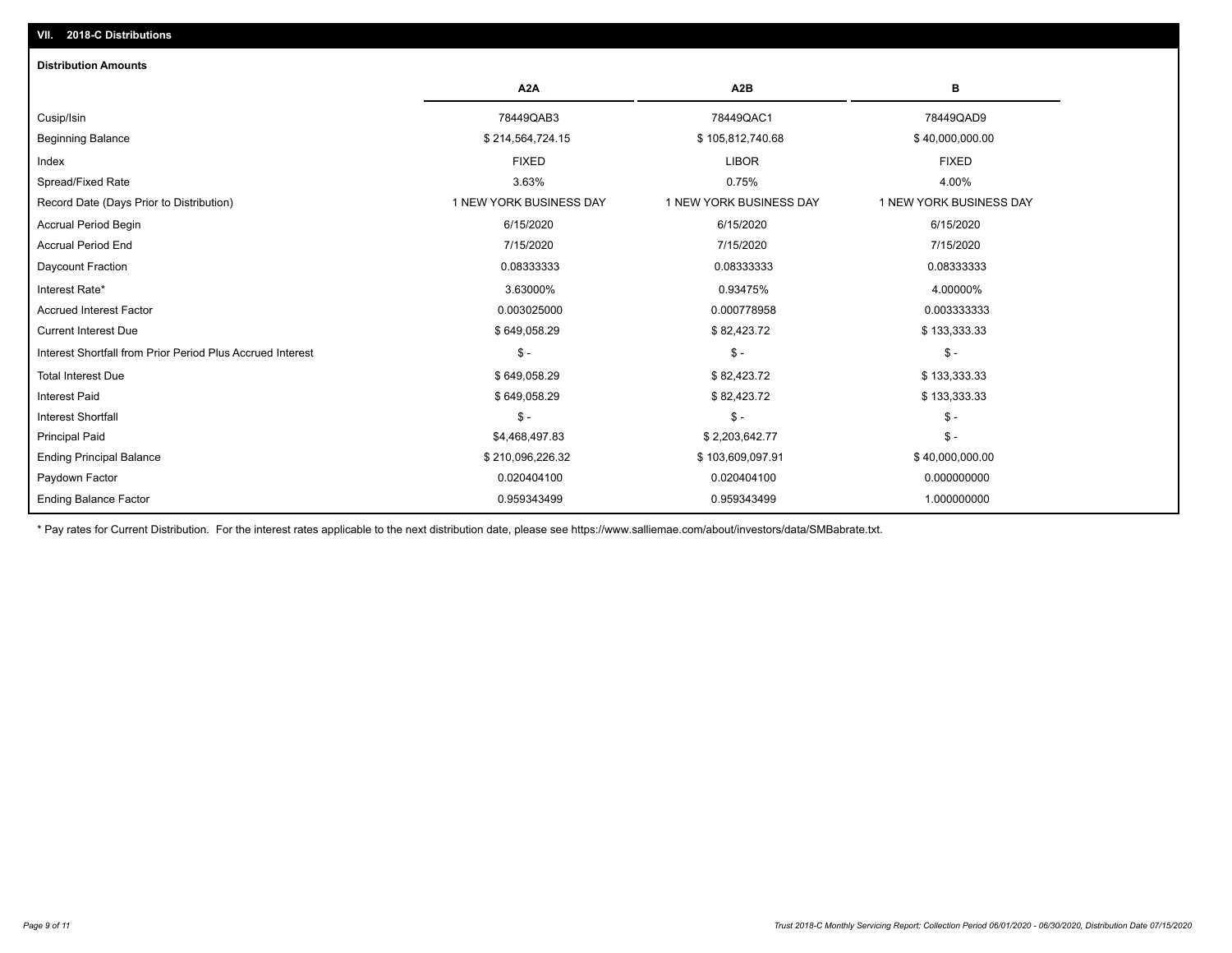## VII. 2018-C Distributions

### Distribution Amounts

| | A2A | A2B | B |
|---|---|---|---|
| Cusip/Isin | 78449QAB3 | 78449QAC1 | 78449QAD9 |
| Beginning Balance | $ 214,564,724.15 | $ 105,812,740.68 | $ 40,000,000.00 |
| Index | FIXED | LIBOR | FIXED |
| Spread/Fixed Rate | 3.63% | 0.75% | 4.00% |
| Record Date (Days Prior to Distribution) | 1 NEW YORK BUSINESS DAY | 1 NEW YORK BUSINESS DAY | 1 NEW YORK BUSINESS DAY |
| Accrual Period Begin | 6/15/2020 | 6/15/2020 | 6/15/2020 |
| Accrual Period End | 7/15/2020 | 7/15/2020 | 7/15/2020 |
| Daycount Fraction | 0.08333333 | 0.08333333 | 0.08333333 |
| Interest Rate* | 3.63000% | 0.93475% | 4.00000% |
| Accrued Interest Factor | 0.003025000 | 0.000778958 | 0.003333333 |
| Current Interest Due | $ 649,058.29 | $ 82,423.72 | $ 133,333.33 |
| Interest Shortfall from Prior Period Plus Accrued Interest | $ - | $ - | $ - |
| Total Interest Due | $ 649,058.29 | $ 82,423.72 | $ 133,333.33 |
| Interest Paid | $ 649,058.29 | $ 82,423.72 | $ 133,333.33 |
| Interest Shortfall | $ - | $ - | $ - |
| Principal Paid | $4,468,497.83 | $ 2,203,642.77 | $ - |
| Ending Principal Balance | $ 210,096,226.32 | $ 103,609,097.91 | $ 40,000,000.00 |
| Paydown Factor | 0.020404100 | 0.020404100 | 0.000000000 |
| Ending Balance Factor | 0.959343499 | 0.959343499 | 1.000000000 |

* Pay rates for Current Distribution. For the interest rates applicable to the next distribution date, please see https://www.salliemae.com/about/investors/data/SMBabrate.txt.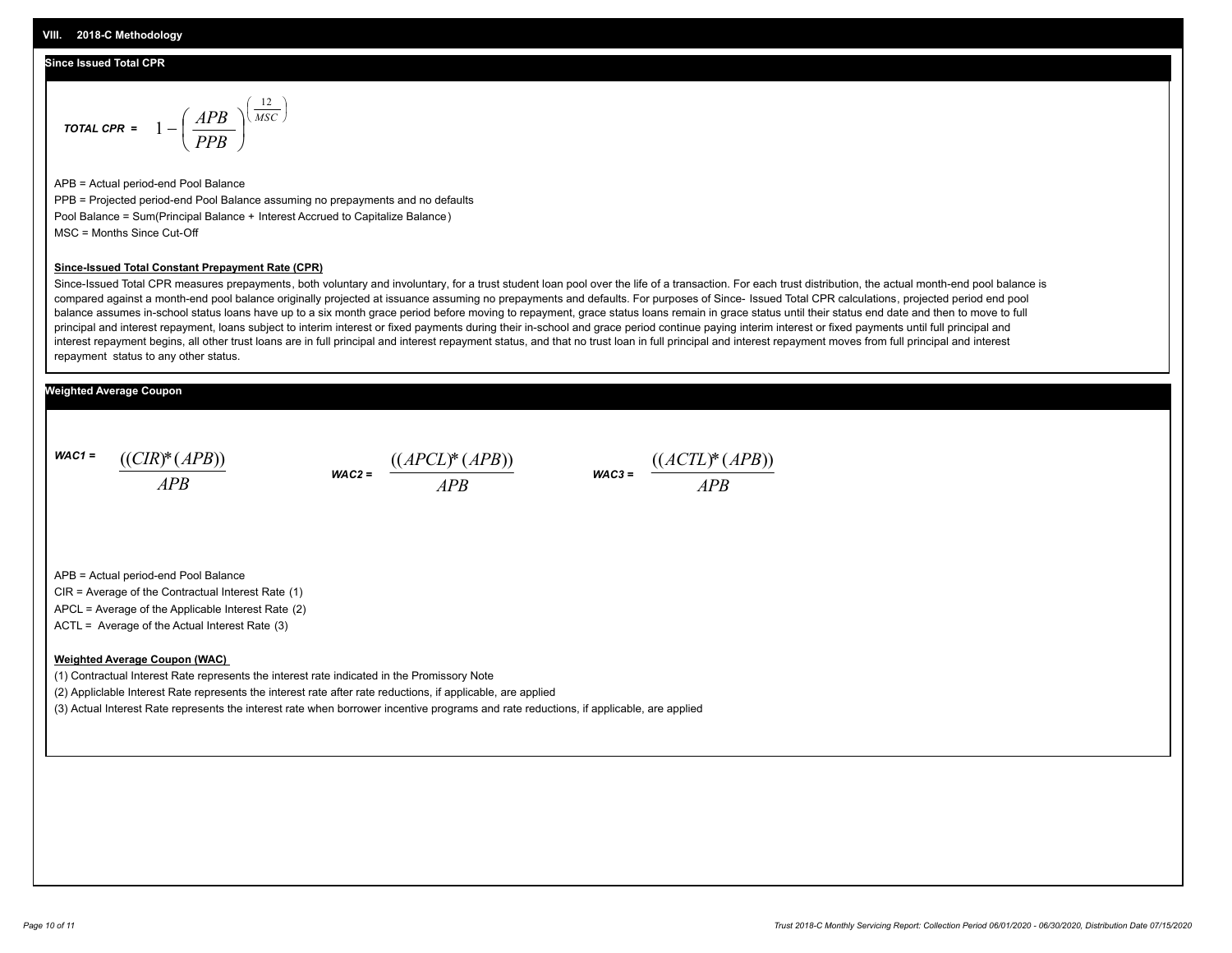## VIII. 2018-C Methodology

### Since Issued Total CPR

$$\textit{TOTAL CPR} = 1 - \left(\frac{APB}{PPB}\right)^{\left(\frac{12}{MSC}\right)}$$

APB = Actual period-end Pool Balance

PPB = Projected period-end Pool Balance assuming no prepayments and no defaults

Pool Balance = Sum(Principal Balance + Interest Accrued to Capitalize Balance)

MSC = Months Since Cut-Off

**Since-Issued Total Constant Prepayment Rate (CPR)**

Since-Issued Total CPR measures prepayments, both voluntary and involuntary, for a trust student loan pool over the life of a transaction. For each trust distribution, the actual month-end pool balance is compared against a month-end pool balance originally projected at issuance assuming no prepayments and defaults. For purposes of Since- Issued Total CPR calculations, projected period end pool balance assumes in-school status loans have up to a six month grace period before moving to repayment, grace status loans remain in grace status until their status end date and then to move to full principal and interest repayment, loans subject to interim interest or fixed payments during their in-school and grace period continue paying interim interest or fixed payments until full principal and interest repayment begins, all other trust loans are in full principal and interest repayment status, and that no trust loan in full principal and interest repayment moves from full principal and interest repayment status to any other status.

### Weighted Average Coupon

$$\textit{WAC1} = \frac{((CIR)*(APB))}{APB} \qquad \textit{WAC2} = \frac{((APCL)*(APB))}{APB} \qquad \textit{WAC3} = \frac{((ACTL)*(APB))}{APB}$$

APB = Actual period-end Pool Balance

CIR = Average of the Contractual Interest Rate (1)

APCL = Average of the Applicable Interest Rate (2)

ACTL = Average of the Actual Interest Rate (3)

**Weighted Average Coupon (WAC)**

(1) Contractual Interest Rate represents the interest rate indicated in the Promissory Note

(2) Appliclable Interest Rate represents the interest rate after rate reductions, if applicable, are applied

(3) Actual Interest Rate represents the interest rate when borrower incentive programs and rate reductions, if applicable, are applied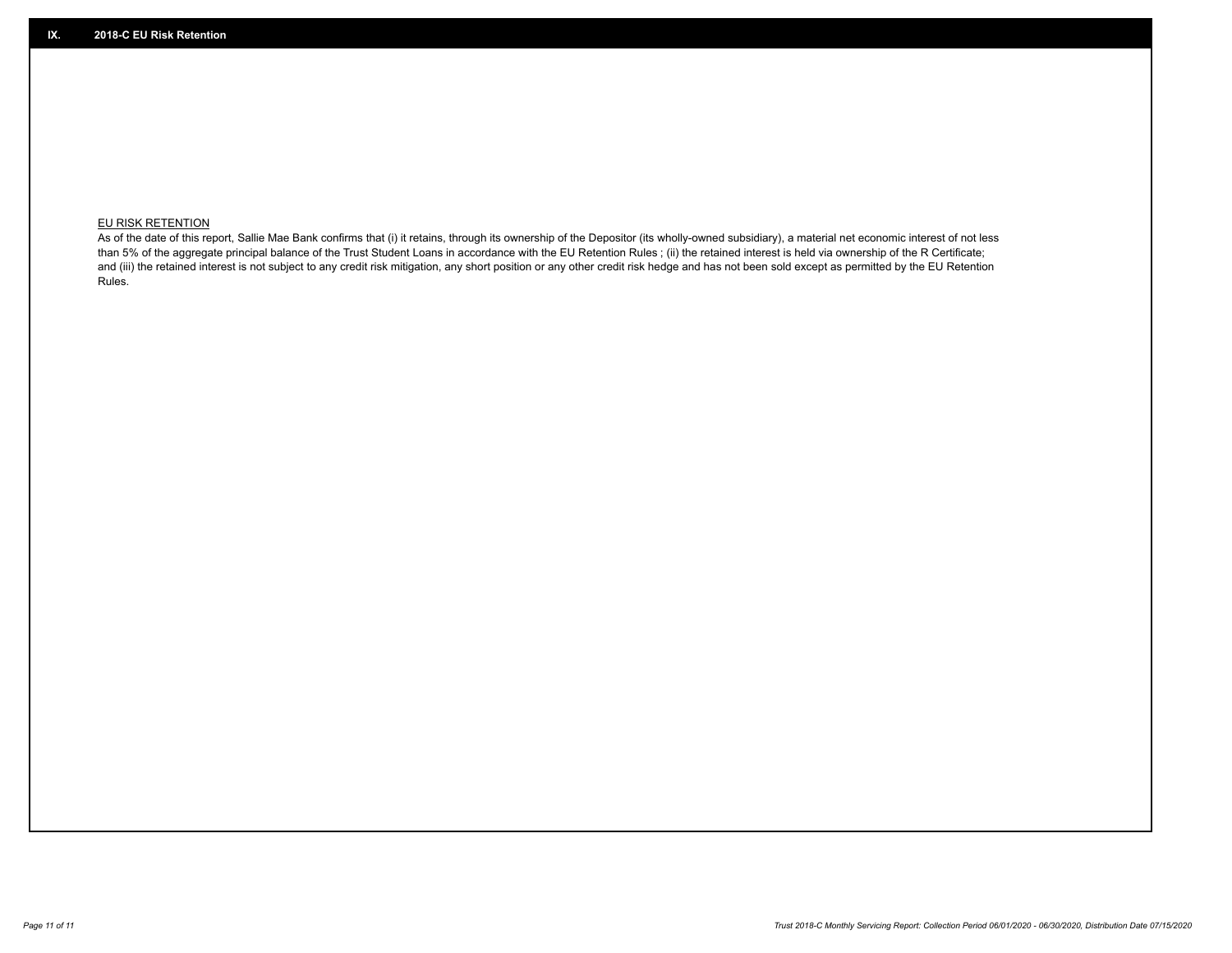## IX. 2018-C EU Risk Retention

EU RISK RETENTION

As of the date of this report, Sallie Mae Bank confirms that (i) it retains, through its ownership of the Depositor (its wholly-owned subsidiary), a material net economic interest of not less than 5% of the aggregate principal balance of the Trust Student Loans in accordance with the EU Retention Rules ; (ii) the retained interest is held via ownership of the R Certificate; and (iii) the retained interest is not subject to any credit risk mitigation, any short position or any other credit risk hedge and has not been sold except as permitted by the EU Retention Rules.